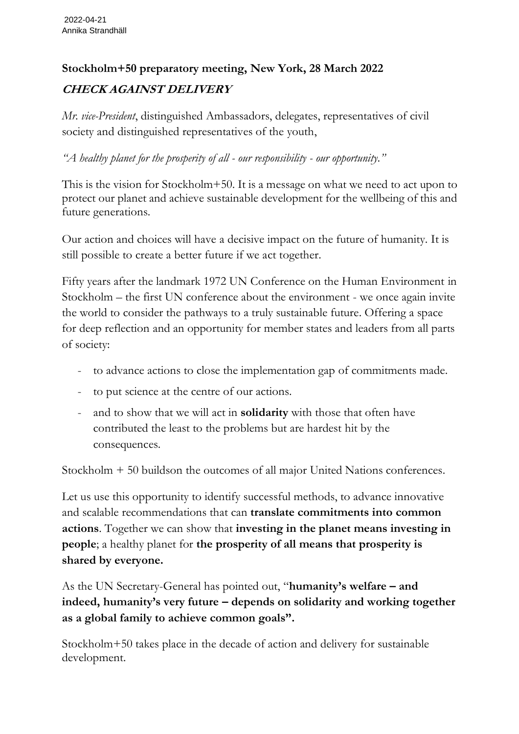2022-04-21
Annika Strandhäll

**Stockholm+50 preparatory meeting, New York, 28 March 2022**

***CHECK AGAINST DELIVERY***

*Mr. vice-President*, distinguished Ambassadors, delegates, representatives of civil society and distinguished representatives of the youth,

*"A healthy planet for the prosperity of all - our responsibility - our opportunity."*

This is the vision for Stockholm+50. It is a message on what we need to act upon to protect our planet and achieve sustainable development for the wellbeing of this and future generations.

Our action and choices will have a decisive impact on the future of humanity. It is still possible to create a better future if we act together.

Fifty years after the landmark 1972 UN Conference on the Human Environment in Stockholm – the first UN conference about the environment - we once again invite the world to consider the pathways to a truly sustainable future. Offering a space for deep reflection and an opportunity for member states and leaders from all parts of society:

- to advance actions to close the implementation gap of commitments made.
- to put science at the centre of our actions.
- and to show that we will act in **solidarity** with those that often have contributed the least to the problems but are hardest hit by the consequences.

Stockholm + 50 buildson the outcomes of all major United Nations conferences.

Let us use this opportunity to identify successful methods, to advance innovative and scalable recommendations that can **translate commitments into common actions**. Together we can show that **investing in the planet means investing in people**; a healthy planet for **the prosperity of all means that prosperity is shared by everyone.**

As the UN Secretary-General has pointed out, "**humanity's welfare – and indeed, humanity's very future – depends on solidarity and working together as a global family to achieve common goals".**

Stockholm+50 takes place in the decade of action and delivery for sustainable development.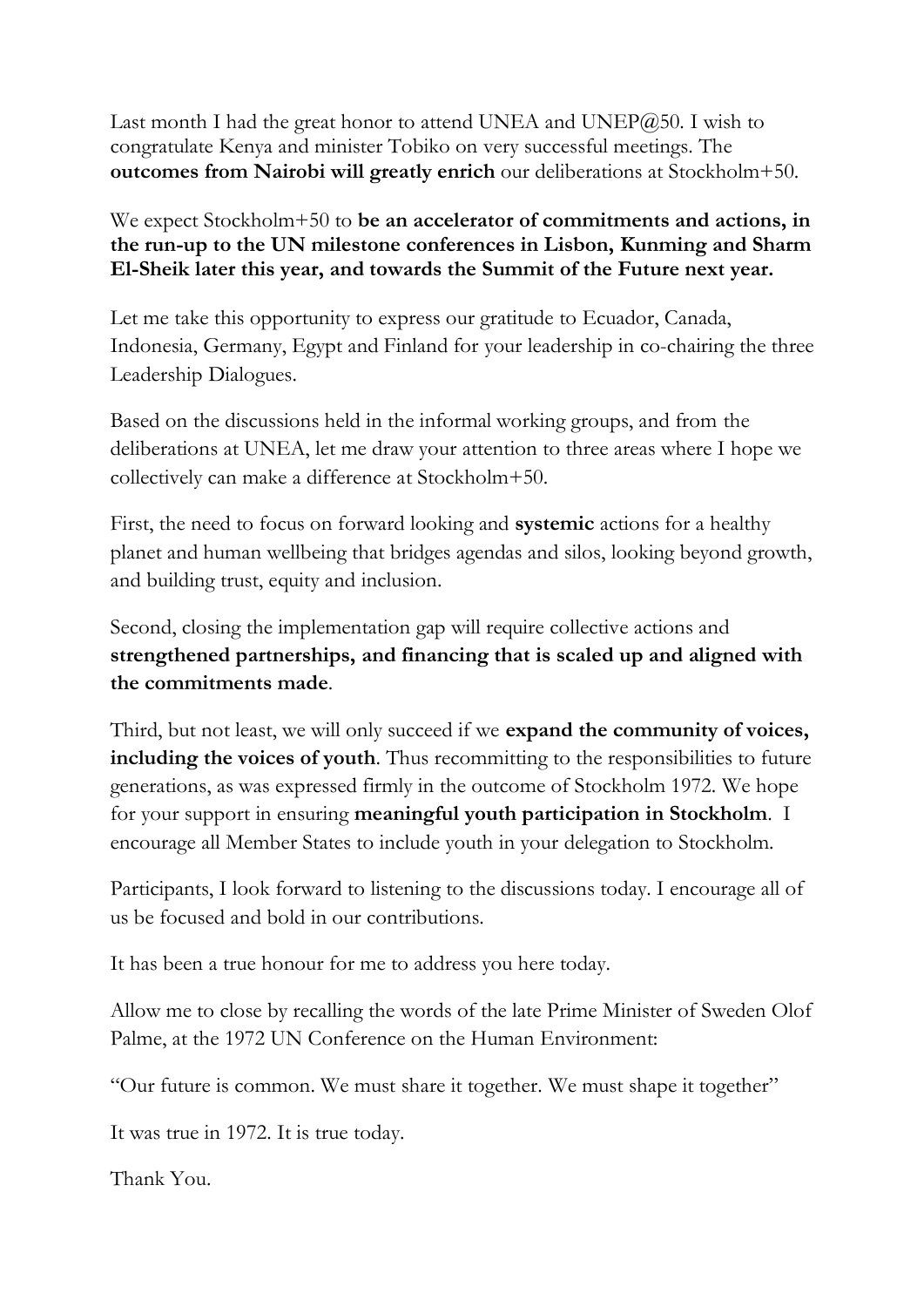Last month I had the great honor to attend UNEA and UNEP@50. I wish to congratulate Kenya and minister Tobiko on very successful meetings. The **outcomes from Nairobi will greatly enrich** our deliberations at Stockholm+50.

We expect Stockholm+50 to **be an accelerator of commitments and actions, in the run-up to the UN milestone conferences in Lisbon, Kunming and Sharm El-Sheik later this year, and towards the Summit of the Future next year.**

Let me take this opportunity to express our gratitude to Ecuador, Canada, Indonesia, Germany, Egypt and Finland for your leadership in co-chairing the three Leadership Dialogues.

Based on the discussions held in the informal working groups, and from the deliberations at UNEA, let me draw your attention to three areas where I hope we collectively can make a difference at Stockholm+50.

First, the need to focus on forward looking and **systemic** actions for a healthy planet and human wellbeing that bridges agendas and silos, looking beyond growth, and building trust, equity and inclusion.

Second, closing the implementation gap will require collective actions and **strengthened partnerships, and financing that is scaled up and aligned with the commitments made**.

Third, but not least, we will only succeed if we **expand the community of voices, including the voices of youth**. Thus recommitting to the responsibilities to future generations, as was expressed firmly in the outcome of Stockholm 1972. We hope for your support in ensuring **meaningful youth participation in Stockholm**. I encourage all Member States to include youth in your delegation to Stockholm.

Participants, I look forward to listening to the discussions today. I encourage all of us be focused and bold in our contributions.

It has been a true honour for me to address you here today.

Allow me to close by recalling the words of the late Prime Minister of Sweden Olof Palme, at the 1972 UN Conference on the Human Environment:

"Our future is common. We must share it together. We must shape it together"

It was true in 1972. It is true today.

Thank You.